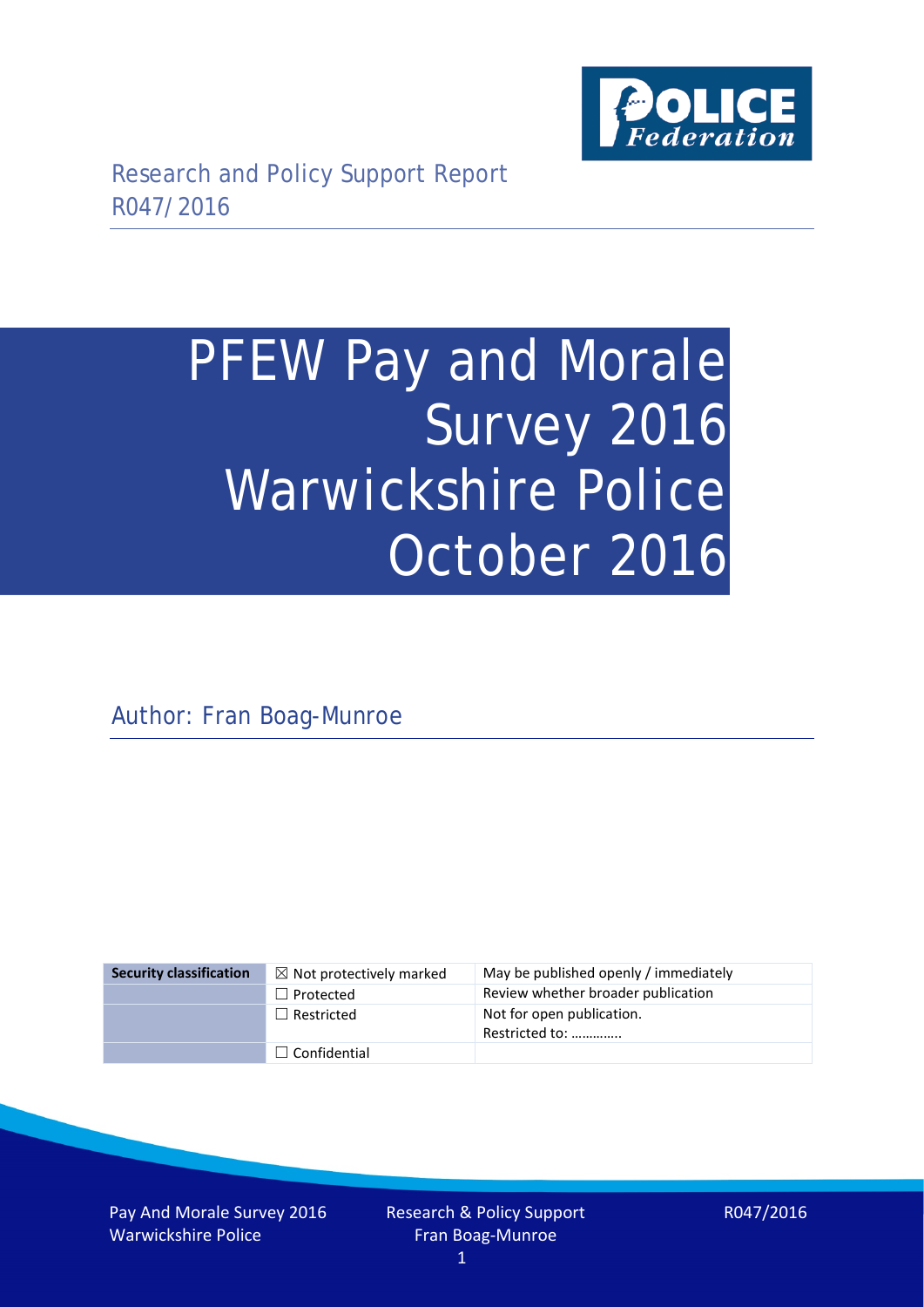Research and Policy Support Report
R047/2016

# PFEW Pay and Morale Survey 2016 Warwickshire Police October 2016

Author: Fran Boag-Munroe

| Security classification | ☒ Not protectively marked | May be published openly / immediately |
|---|---|---|
| | ☐ Protected | Review whether broader publication |
| | ☐ Restricted | Not for open publication. Restricted to: ………….. |
| | ☐ Confidential | |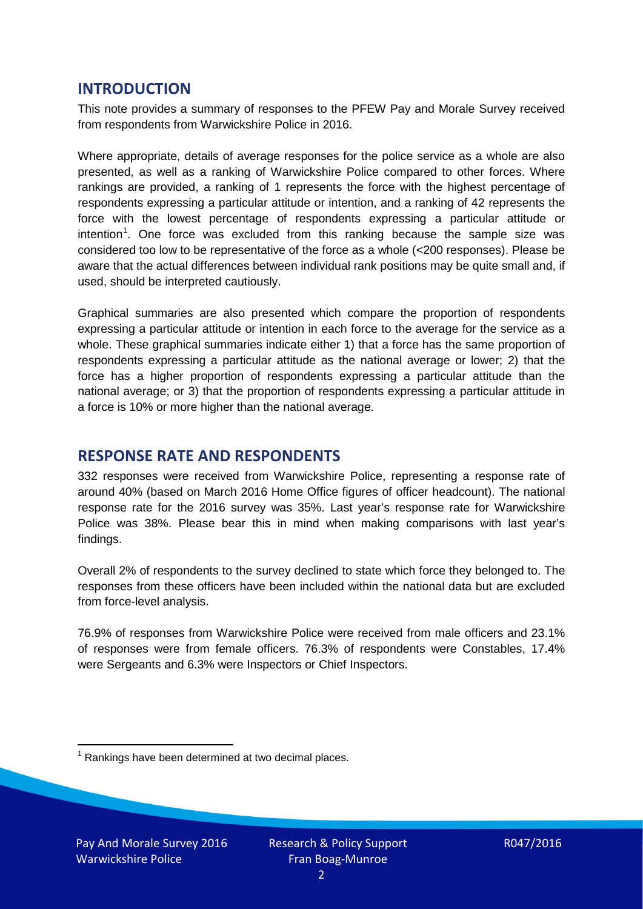## INTRODUCTION

This note provides a summary of responses to the PFEW Pay and Morale Survey received from respondents from Warwickshire Police in 2016.

Where appropriate, details of average responses for the police service as a whole are also presented, as well as a ranking of Warwickshire Police compared to other forces. Where rankings are provided, a ranking of 1 represents the force with the highest percentage of respondents expressing a particular attitude or intention, and a ranking of 42 represents the force with the lowest percentage of respondents expressing a particular attitude or intention[1]. One force was excluded from this ranking because the sample size was considered too low to be representative of the force as a whole (<200 responses). Please be aware that the actual differences between individual rank positions may be quite small and, if used, should be interpreted cautiously.

Graphical summaries are also presented which compare the proportion of respondents expressing a particular attitude or intention in each force to the average for the service as a whole. These graphical summaries indicate either 1) that a force has the same proportion of respondents expressing a particular attitude as the national average or lower; 2) that the force has a higher proportion of respondents expressing a particular attitude than the national average; or 3) that the proportion of respondents expressing a particular attitude in a force is 10% or more higher than the national average.

## RESPONSE RATE AND RESPONDENTS

332 responses were received from Warwickshire Police, representing a response rate of around 40% (based on March 2016 Home Office figures of officer headcount). The national response rate for the 2016 survey was 35%. Last year's response rate for Warwickshire Police was 38%. Please bear this in mind when making comparisons with last year's findings.

Overall 2% of respondents to the survey declined to state which force they belonged to. The responses from these officers have been included within the national data but are excluded from force-level analysis.

76.9% of responses from Warwickshire Police were received from male officers and 23.1% of responses were from female officers. 76.3% of respondents were Constables, 17.4% were Sergeants and 6.3% were Inspectors or Chief Inspectors.

[1] Rankings have been determined at two decimal places.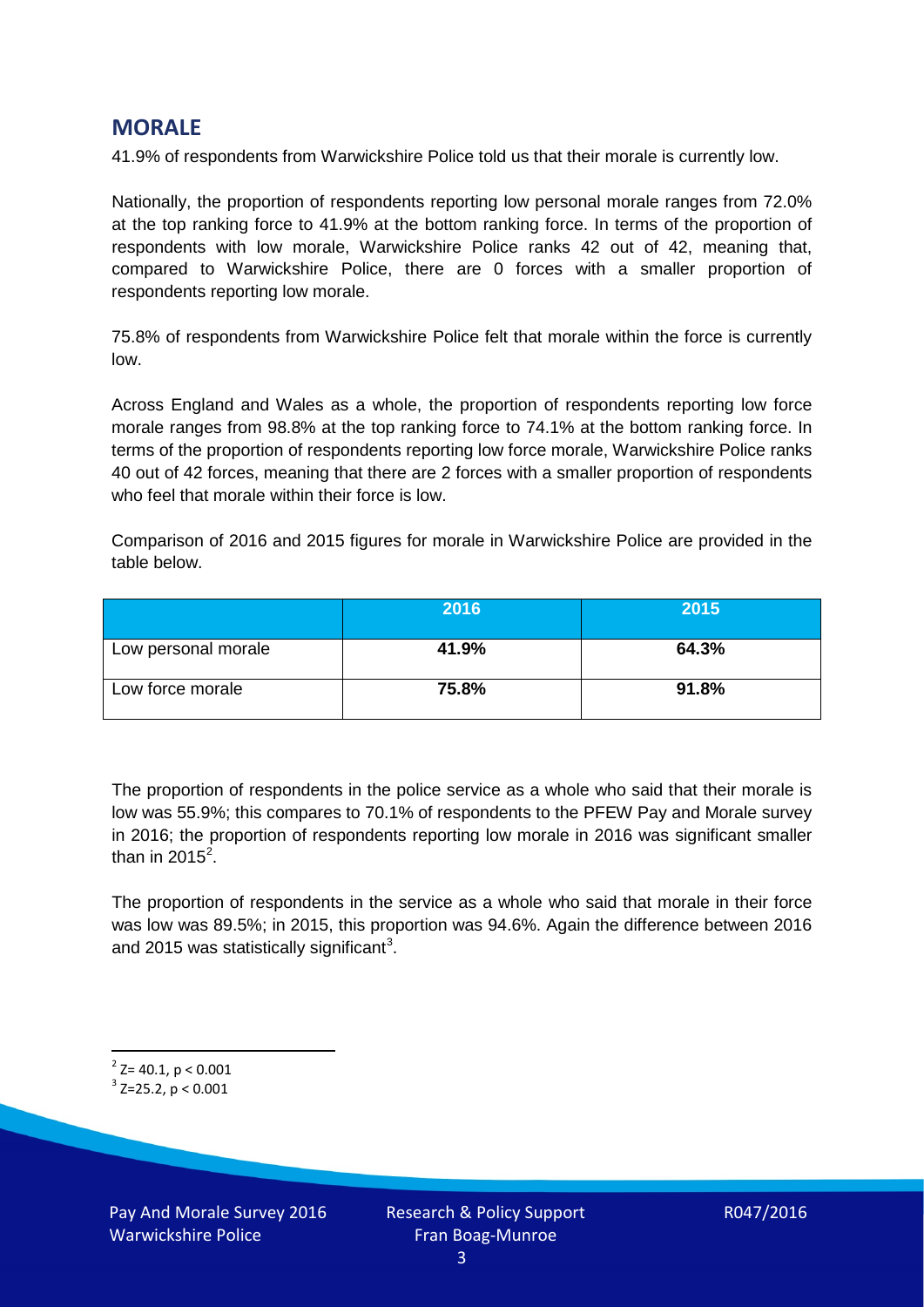## MORALE

41.9% of respondents from Warwickshire Police told us that their morale is currently low.

Nationally, the proportion of respondents reporting low personal morale ranges from 72.0% at the top ranking force to 41.9% at the bottom ranking force. In terms of the proportion of respondents with low morale, Warwickshire Police ranks 42 out of 42, meaning that, compared to Warwickshire Police, there are 0 forces with a smaller proportion of respondents reporting low morale.

75.8% of respondents from Warwickshire Police felt that morale within the force is currently low.

Across England and Wales as a whole, the proportion of respondents reporting low force morale ranges from 98.8% at the top ranking force to 74.1% at the bottom ranking force. In terms of the proportion of respondents reporting low force morale, Warwickshire Police ranks 40 out of 42 forces, meaning that there are 2 forces with a smaller proportion of respondents who feel that morale within their force is low.

Comparison of 2016 and 2015 figures for morale in Warwickshire Police are provided in the table below.

| | 2016 | 2015 |
|---|---|---|
| Low personal morale | **41.9%** | **64.3%** |
| Low force morale | **75.8%** | **91.8%** |

The proportion of respondents in the police service as a whole who said that their morale is low was 55.9%; this compares to 70.1% of respondents to the PFEW Pay and Morale survey in 2016; the proportion of respondents reporting low morale in 2016 was significant smaller than in 2015[2].

The proportion of respondents in the service as a whole who said that morale in their force was low was 89.5%; in 2015, this proportion was 94.6%. Again the difference between 2016 and 2015 was statistically significant[3].

[2] $Z = 40.1$, $p < 0.001$

[3] $Z = 25.2$, $p < 0.001$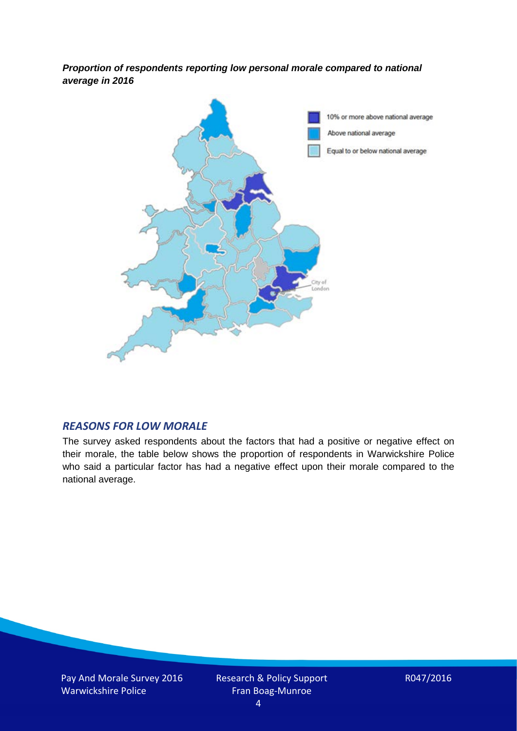***Proportion of respondents reporting low personal morale compared to national average in 2016***

10% or more above national average

Above national average

Equal to or below national average

City of London

## *REASONS FOR LOW MORALE*

The survey asked respondents about the factors that had a positive or negative effect on their morale, the table below shows the proportion of respondents in Warwickshire Police who said a particular factor has had a negative effect upon their morale compared to the national average.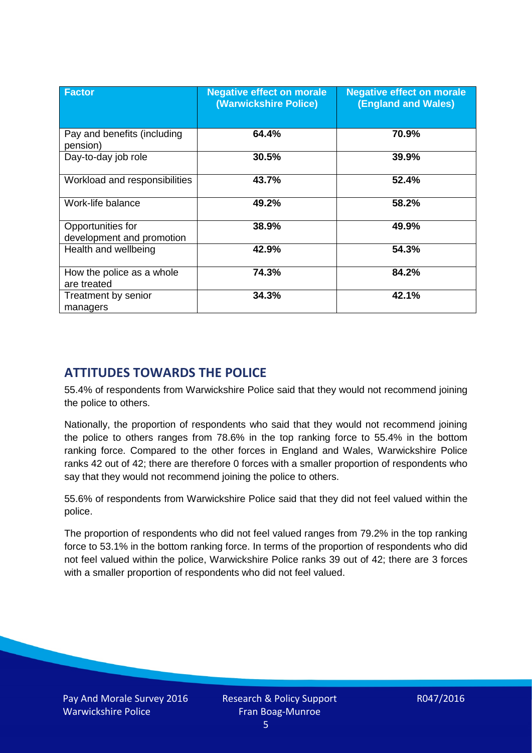| Factor | Negative effect on morale (Warwickshire Police) | Negative effect on morale (England and Wales) |
|---|---|---|
| Pay and benefits (including pension) | **64.4%** | **70.9%** |
| Day-to-day job role | **30.5%** | **39.9%** |
| Workload and responsibilities | **43.7%** | **52.4%** |
| Work-life balance | **49.2%** | **58.2%** |
| Opportunities for development and promotion | **38.9%** | **49.9%** |
| Health and wellbeing | **42.9%** | **54.3%** |
| How the police as a whole are treated | **74.3%** | **84.2%** |
| Treatment by senior managers | **34.3%** | **42.1%** |

## ATTITUDES TOWARDS THE POLICE

55.4% of respondents from Warwickshire Police said that they would not recommend joining the police to others.

Nationally, the proportion of respondents who said that they would not recommend joining the police to others ranges from 78.6% in the top ranking force to 55.4% in the bottom ranking force. Compared to the other forces in England and Wales, Warwickshire Police ranks 42 out of 42; there are therefore 0 forces with a smaller proportion of respondents who say that they would not recommend joining the police to others.

55.6% of respondents from Warwickshire Police said that they did not feel valued within the police.

The proportion of respondents who did not feel valued ranges from 79.2% in the top ranking force to 53.1% in the bottom ranking force. In terms of the proportion of respondents who did not feel valued within the police, Warwickshire Police ranks 39 out of 42; there are 3 forces with a smaller proportion of respondents who did not feel valued.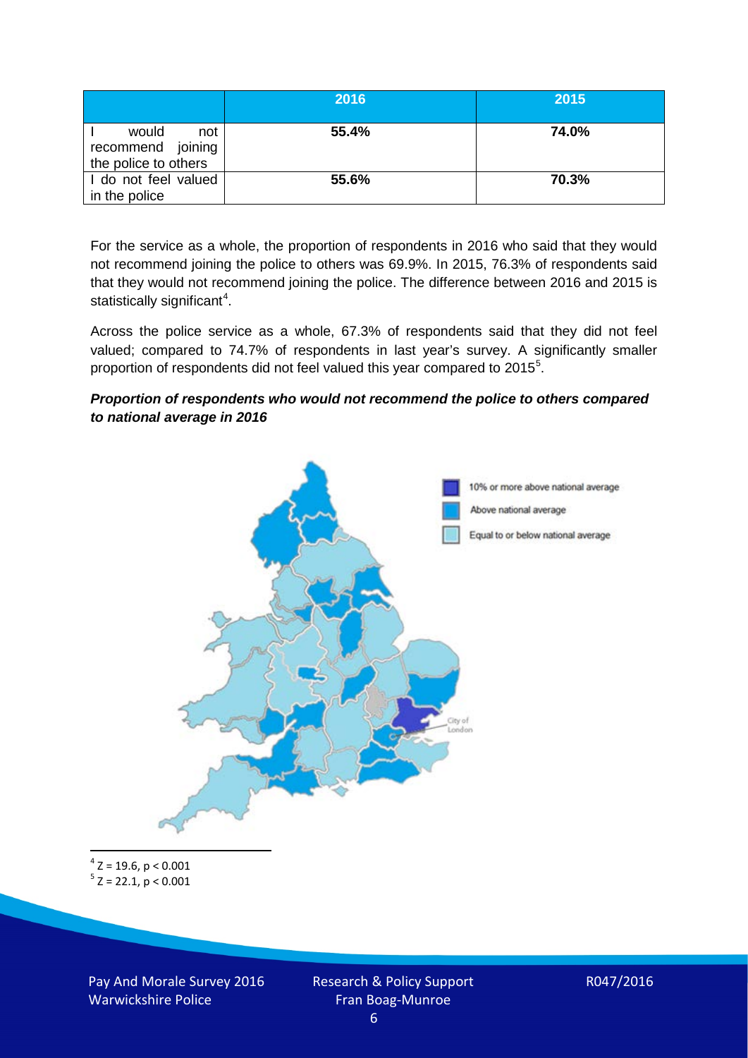| | 2016 | 2015 |
|---|---|---|
| I would not recommend joining the police to others | **55.4%** | **74.0%** |
| I do not feel valued in the police | **55.6%** | **70.3%** |

For the service as a whole, the proportion of respondents in 2016 who said that they would not recommend joining the police to others was 69.9%. In 2015, 76.3% of respondents said that they would not recommend joining the police. The difference between 2016 and 2015 is statistically significant[4].

Across the police service as a whole, 67.3% of respondents said that they did not feel valued; compared to 74.7% of respondents in last year's survey. A significantly smaller proportion of respondents did not feel valued this year compared to 2015[5].

***Proportion of respondents who would not recommend the police to others compared to national average in 2016***

10% or more above national average

Above national average

Equal to or below national average

City of London

[4] $Z = 19.6$, $p < 0.001$

[5] $Z = 22.1$, $p < 0.001$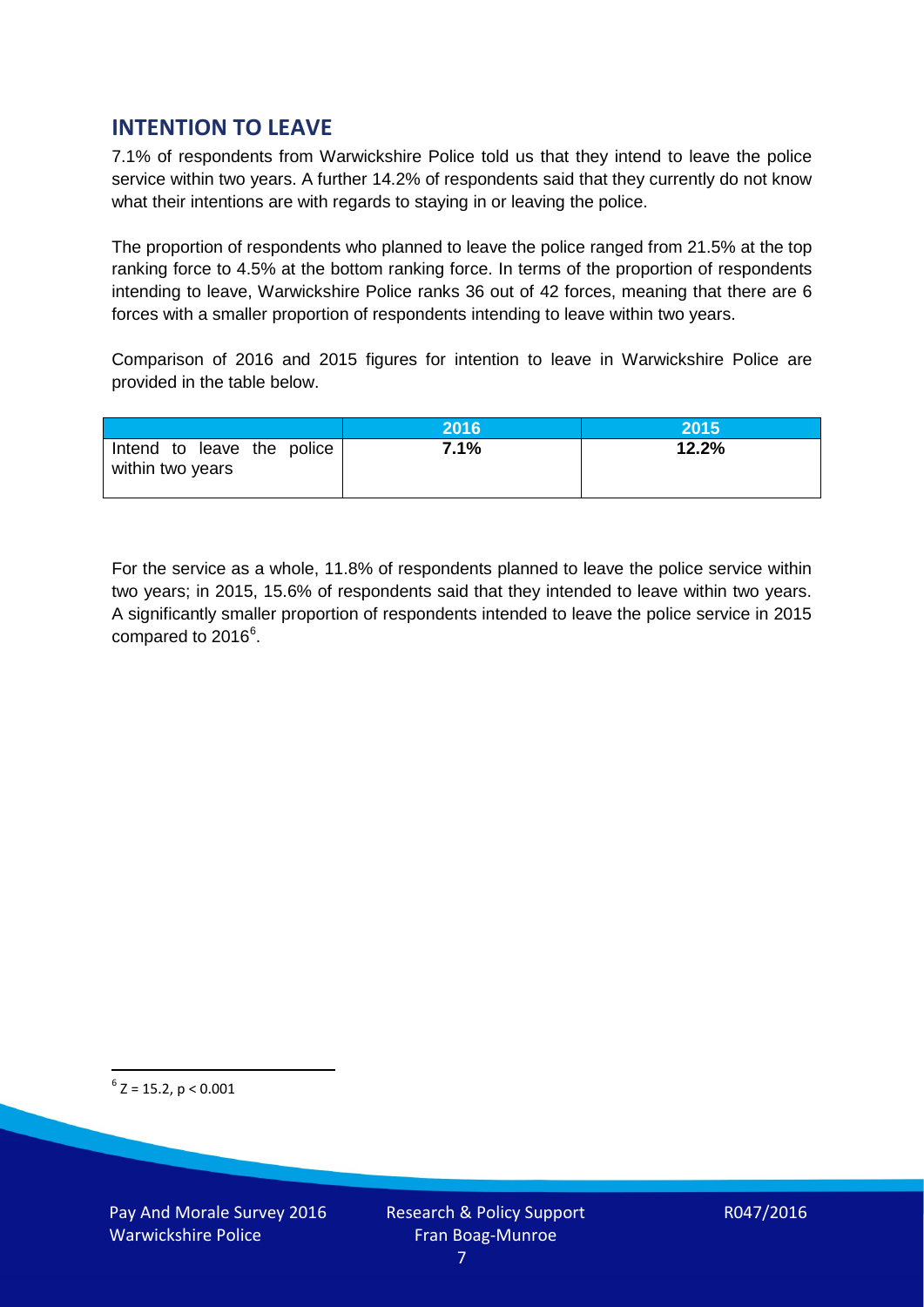## INTENTION TO LEAVE

7.1% of respondents from Warwickshire Police told us that they intend to leave the police service within two years. A further 14.2% of respondents said that they currently do not know what their intentions are with regards to staying in or leaving the police.

The proportion of respondents who planned to leave the police ranged from 21.5% at the top ranking force to 4.5% at the bottom ranking force. In terms of the proportion of respondents intending to leave, Warwickshire Police ranks 36 out of 42 forces, meaning that there are 6 forces with a smaller proportion of respondents intending to leave within two years.

Comparison of 2016 and 2015 figures for intention to leave in Warwickshire Police are provided in the table below.

| | 2016 | 2015 |
|---|---|---|
| Intend to leave the police within two years | **7.1%** | **12.2%** |

For the service as a whole, 11.8% of respondents planned to leave the police service within two years; in 2015, 15.6% of respondents said that they intended to leave within two years. A significantly smaller proportion of respondents intended to leave the police service in 2015 compared to 2016[6].

[6] $Z = 15.2$, $p < 0.001$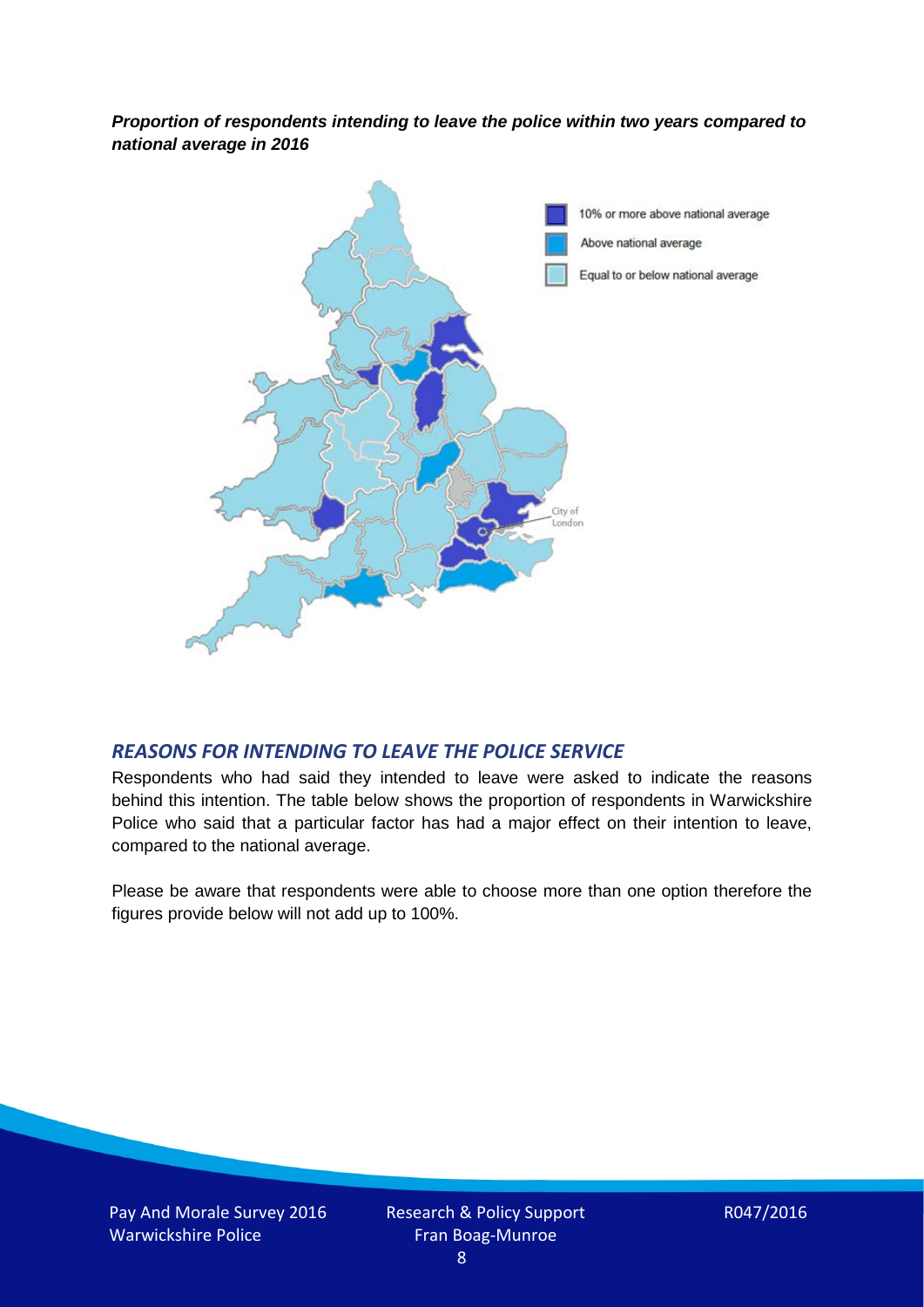***Proportion of respondents intending to leave the police within two years compared to national average in 2016***

### *REASONS FOR INTENDING TO LEAVE THE POLICE SERVICE*

Respondents who had said they intended to leave were asked to indicate the reasons behind this intention. The table below shows the proportion of respondents in Warwickshire Police who said that a particular factor has had a major effect on their intention to leave, compared to the national average.

Please be aware that respondents were able to choose more than one option therefore the figures provide below will not add up to 100%.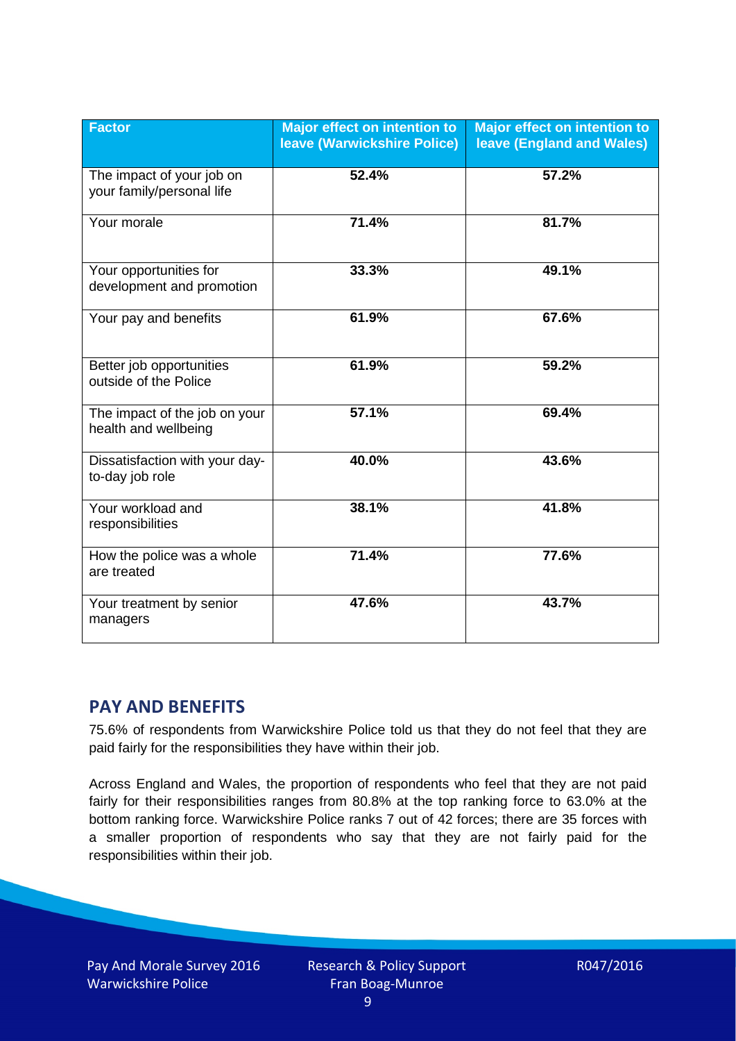| Factor | Major effect on intention to leave (Warwickshire Police) | Major effect on intention to leave (England and Wales) |
|---|---|---|
| The impact of your job on your family/personal life | 52.4% | 57.2% |
| Your morale | 71.4% | 81.7% |
| Your opportunities for development and promotion | 33.3% | 49.1% |
| Your pay and benefits | 61.9% | 67.6% |
| Better job opportunities outside of the Police | 61.9% | 59.2% |
| The impact of the job on your health and wellbeing | 57.1% | 69.4% |
| Dissatisfaction with your day-to-day job role | 40.0% | 43.6% |
| Your workload and responsibilities | 38.1% | 41.8% |
| How the police was a whole are treated | 71.4% | 77.6% |
| Your treatment by senior managers | 47.6% | 43.7% |

## PAY AND BENEFITS

75.6% of respondents from Warwickshire Police told us that they do not feel that they are paid fairly for the responsibilities they have within their job.

Across England and Wales, the proportion of respondents who feel that they are not paid fairly for their responsibilities ranges from 80.8% at the top ranking force to 63.0% at the bottom ranking force. Warwickshire Police ranks 7 out of 42 forces; there are 35 forces with a smaller proportion of respondents who say that they are not fairly paid for the responsibilities within their job.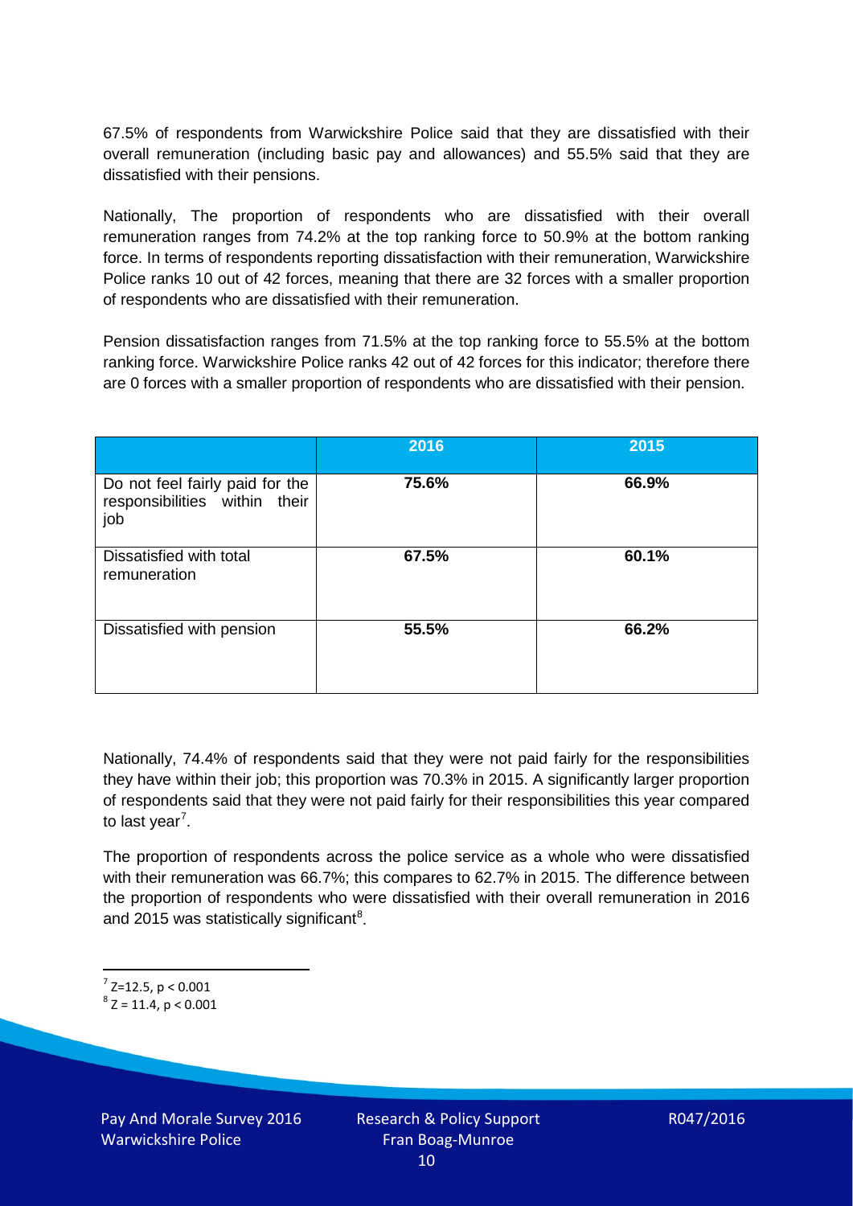67.5% of respondents from Warwickshire Police said that they are dissatisfied with their overall remuneration (including basic pay and allowances) and 55.5% said that they are dissatisfied with their pensions.

Nationally, The proportion of respondents who are dissatisfied with their overall remuneration ranges from 74.2% at the top ranking force to 50.9% at the bottom ranking force. In terms of respondents reporting dissatisfaction with their remuneration, Warwickshire Police ranks 10 out of 42 forces, meaning that there are 32 forces with a smaller proportion of respondents who are dissatisfied with their remuneration.

Pension dissatisfaction ranges from 71.5% at the top ranking force to 55.5% at the bottom ranking force. Warwickshire Police ranks 42 out of 42 forces for this indicator; therefore there are 0 forces with a smaller proportion of respondents who are dissatisfied with their pension.

| | 2016 | 2015 |
|---|---|---|
| Do not feel fairly paid for the responsibilities within their job | **75.6%** | **66.9%** |
| Dissatisfied with total remuneration | **67.5%** | **60.1%** |
| Dissatisfied with pension | **55.5%** | **66.2%** |

Nationally, 74.4% of respondents said that they were not paid fairly for the responsibilities they have within their job; this proportion was 70.3% in 2015. A significantly larger proportion of respondents said that they were not paid fairly for their responsibilities this year compared to last year[7].

The proportion of respondents across the police service as a whole who were dissatisfied with their remuneration was 66.7%; this compares to 62.7% in 2015. The difference between the proportion of respondents who were dissatisfied with their overall remuneration in 2016 and 2015 was statistically significant[8].

[7] $Z=12.5$, $p < 0.001$

[8] $Z = 11.4$, $p < 0.001$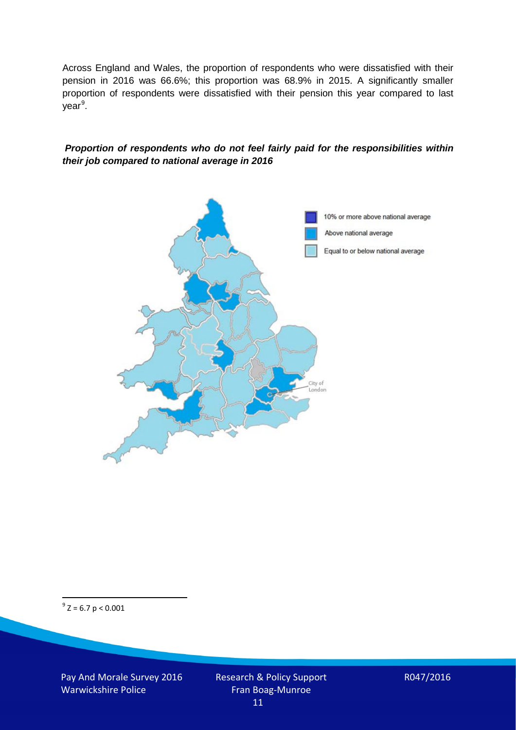Across England and Wales, the proportion of respondents who were dissatisfied with their pension in 2016 was 66.6%; this proportion was 68.9% in 2015. A significantly smaller proportion of respondents were dissatisfied with their pension this year compared to last year[9].

***Proportion of respondents who do not feel fairly paid for the responsibilities within their job compared to national average in 2016***

10% or more above national average

Above national average

Equal to or below national average

City of London

[9] $Z = 6.7$ $p < 0.001$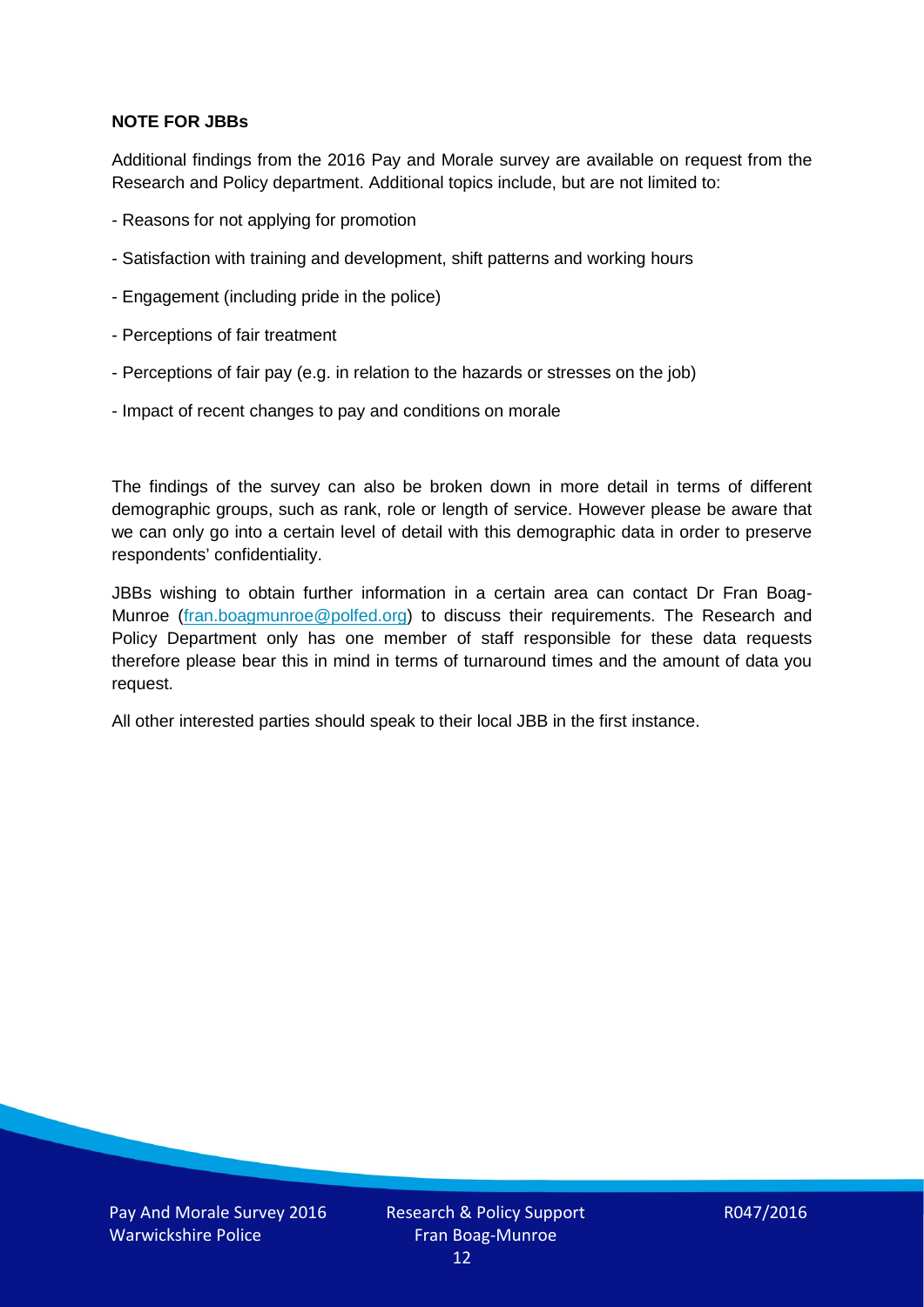**NOTE FOR JBBs**

Additional findings from the 2016 Pay and Morale survey are available on request from the Research and Policy department. Additional topics include, but are not limited to:

- Reasons for not applying for promotion
- Satisfaction with training and development, shift patterns and working hours
- Engagement (including pride in the police)
- Perceptions of fair treatment
- Perceptions of fair pay (e.g. in relation to the hazards or stresses on the job)
- Impact of recent changes to pay and conditions on morale

The findings of the survey can also be broken down in more detail in terms of different demographic groups, such as rank, role or length of service. However please be aware that we can only go into a certain level of detail with this demographic data in order to preserve respondents' confidentiality.

JBBs wishing to obtain further information in a certain area can contact Dr Fran Boag-Munroe (fran.boagmunroe@polfed.org) to discuss their requirements. The Research and Policy Department only has one member of staff responsible for these data requests therefore please bear this in mind in terms of turnaround times and the amount of data you request.

All other interested parties should speak to their local JBB in the first instance.